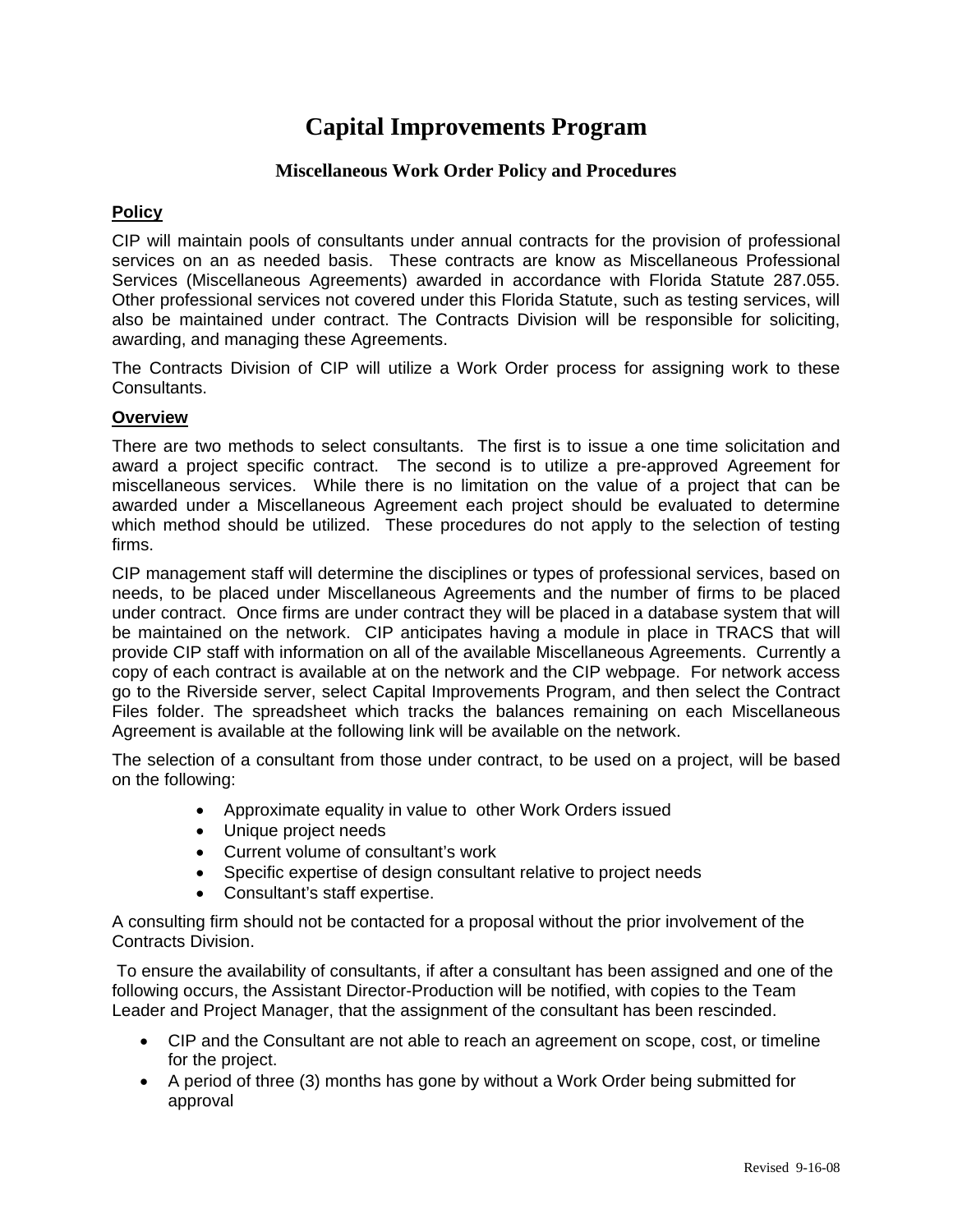# Capital Improvements Program

### Miscellaneous Work Order Policy and Procedures

**Policy**

CIP will maintain pools of consultants under annual contracts for the provision of professional services on an as needed basis. These contracts are know as Miscellaneous Professional Services (Miscellaneous Agreements) awarded in accordance with Florida Statute 287.055. Other professional services not covered under this Florida Statute, such as testing services, will also be maintained under contract. The Contracts Division will be responsible for soliciting, awarding, and managing these Agreements.

The Contracts Division of CIP will utilize a Work Order process for assigning work to these Consultants.

**Overview**

There are two methods to select consultants. The first is to issue a one time solicitation and award a project specific contract. The second is to utilize a pre-approved Agreement for miscellaneous services. While there is no limitation on the value of a project that can be awarded under a Miscellaneous Agreement each project should be evaluated to determine which method should be utilized. These procedures do not apply to the selection of testing firms.

CIP management staff will determine the disciplines or types of professional services, based on needs, to be placed under Miscellaneous Agreements and the number of firms to be placed under contract. Once firms are under contract they will be placed in a database system that will be maintained on the network. CIP anticipates having a module in place in TRACS that will provide CIP staff with information on all of the available Miscellaneous Agreements. Currently a copy of each contract is available at on the network and the CIP webpage. For network access go to the Riverside server, select Capital Improvements Program, and then select the Contract Files folder. The spreadsheet which tracks the balances remaining on each Miscellaneous Agreement is available at the following link will be available on the network.

The selection of a consultant from those under contract, to be used on a project, will be based on the following:

- Approximate equality in value to other Work Orders issued
- Unique project needs
- Current volume of consultant's work
- Specific expertise of design consultant relative to project needs
- Consultant's staff expertise.

A consulting firm should not be contacted for a proposal without the prior involvement of the Contracts Division.

To ensure the availability of consultants, if after a consultant has been assigned and one of the following occurs, the Assistant Director-Production will be notified, with copies to the Team Leader and Project Manager, that the assignment of the consultant has been rescinded.

- CIP and the Consultant are not able to reach an agreement on scope, cost, or timeline for the project.
- A period of three (3) months has gone by without a Work Order being submitted for approval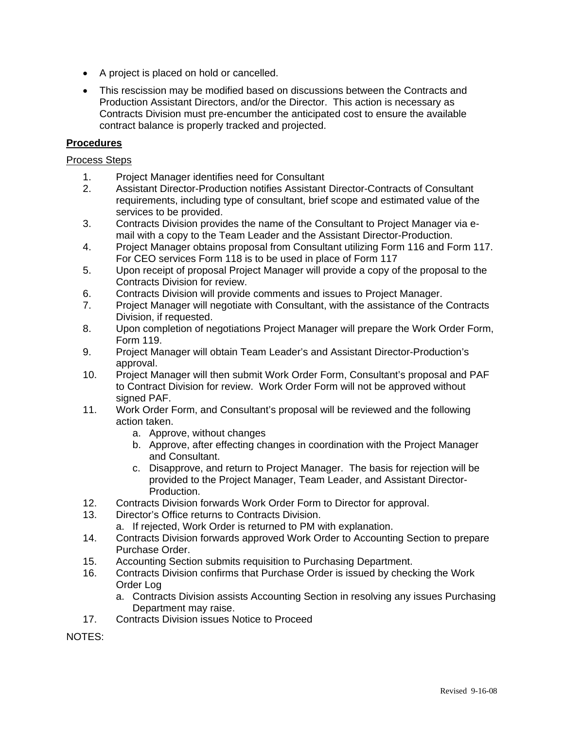- A project is placed on hold or cancelled.
- This rescission may be modified based on discussions between the Contracts and Production Assistant Directors, and/or the Director. This action is necessary as Contracts Division must pre-encumber the anticipated cost to ensure the available contract balance is properly tracked and projected.

**Procedures**

Process Steps

1. Project Manager identifies need for Consultant
2. Assistant Director-Production notifies Assistant Director-Contracts of Consultant requirements, including type of consultant, brief scope and estimated value of the services to be provided.
3. Contracts Division provides the name of the Consultant to Project Manager via e-mail with a copy to the Team Leader and the Assistant Director-Production.
4. Project Manager obtains proposal from Consultant utilizing Form 116 and Form 117. For CEO services Form 118 is to be used in place of Form 117
5. Upon receipt of proposal Project Manager will provide a copy of the proposal to the Contracts Division for review.
6. Contracts Division will provide comments and issues to Project Manager.
7. Project Manager will negotiate with Consultant, with the assistance of the Contracts Division, if requested.
8. Upon completion of negotiations Project Manager will prepare the Work Order Form, Form 119.
9. Project Manager will obtain Team Leader's and Assistant Director-Production's approval.
10. Project Manager will then submit Work Order Form, Consultant's proposal and PAF to Contract Division for review. Work Order Form will not be approved without signed PAF.
11. Work Order Form, and Consultant's proposal will be reviewed and the following action taken.
    a. Approve, without changes
    b. Approve, after effecting changes in coordination with the Project Manager and Consultant.
    c. Disapprove, and return to Project Manager. The basis for rejection will be provided to the Project Manager, Team Leader, and Assistant Director-Production.
12. Contracts Division forwards Work Order Form to Director for approval.
13. Director's Office returns to Contracts Division.
    a. If rejected, Work Order is returned to PM with explanation.
14. Contracts Division forwards approved Work Order to Accounting Section to prepare Purchase Order.
15. Accounting Section submits requisition to Purchasing Department.
16. Contracts Division confirms that Purchase Order is issued by checking the Work Order Log
    a. Contracts Division assists Accounting Section in resolving any issues Purchasing Department may raise.
17. Contracts Division issues Notice to Proceed

NOTES:

Revised 9-16-08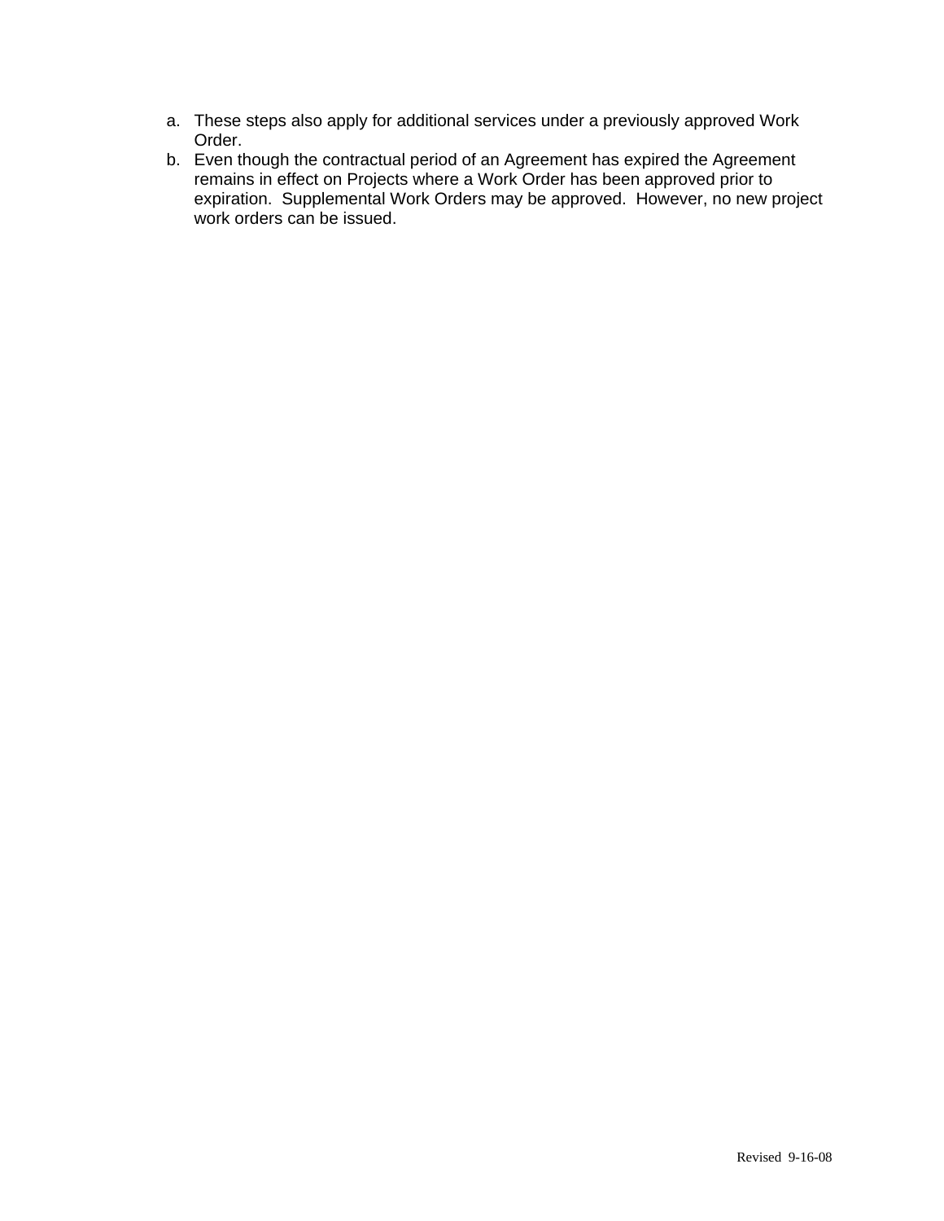a. These steps also apply for additional services under a previously approved Work Order.
b. Even though the contractual period of an Agreement has expired the Agreement remains in effect on Projects where a Work Order has been approved prior to expiration. Supplemental Work Orders may be approved. However, no new project work orders can be issued.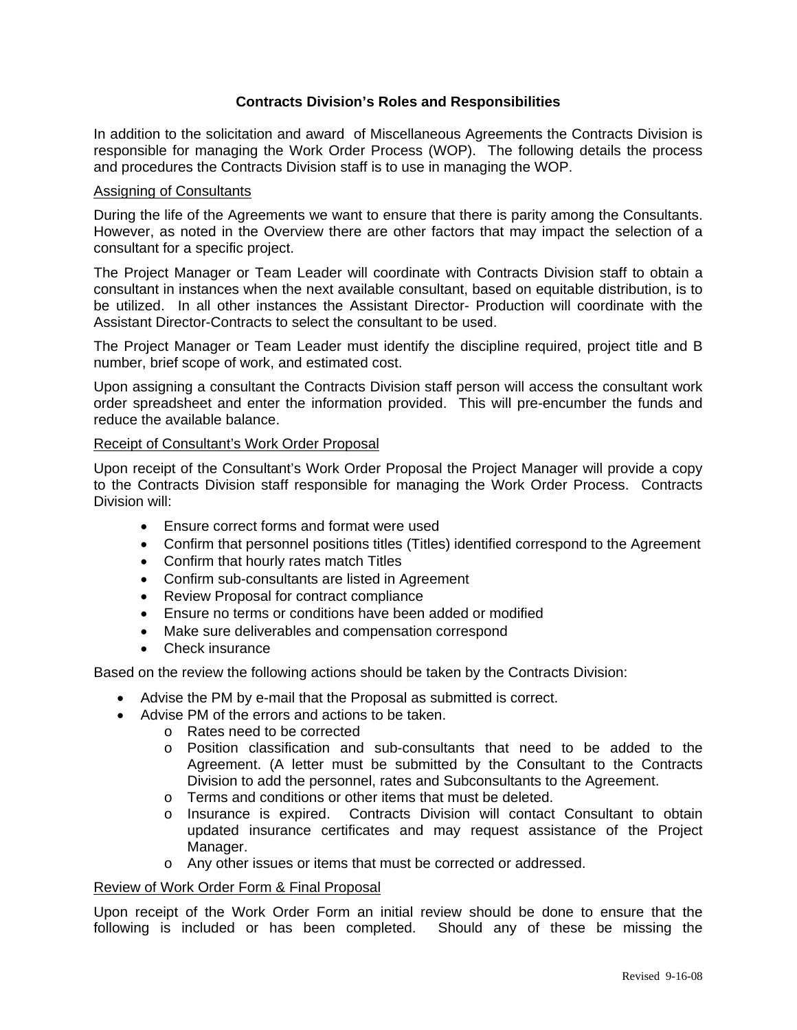**Contracts Division's Roles and Responsibilities**

In addition to the solicitation and award of Miscellaneous Agreements the Contracts Division is responsible for managing the Work Order Process (WOP). The following details the process and procedures the Contracts Division staff is to use in managing the WOP.

Assigning of Consultants

During the life of the Agreements we want to ensure that there is parity among the Consultants. However, as noted in the Overview there are other factors that may impact the selection of a consultant for a specific project.

The Project Manager or Team Leader will coordinate with Contracts Division staff to obtain a consultant in instances when the next available consultant, based on equitable distribution, is to be utilized. In all other instances the Assistant Director- Production will coordinate with the Assistant Director-Contracts to select the consultant to be used.

The Project Manager or Team Leader must identify the discipline required, project title and B number, brief scope of work, and estimated cost.

Upon assigning a consultant the Contracts Division staff person will access the consultant work order spreadsheet and enter the information provided. This will pre-encumber the funds and reduce the available balance.

Receipt of Consultant's Work Order Proposal

Upon receipt of the Consultant's Work Order Proposal the Project Manager will provide a copy to the Contracts Division staff responsible for managing the Work Order Process. Contracts Division will:

- Ensure correct forms and format were used
- Confirm that personnel positions titles (Titles) identified correspond to the Agreement
- Confirm that hourly rates match Titles
- Confirm sub-consultants are listed in Agreement
- Review Proposal for contract compliance
- Ensure no terms or conditions have been added or modified
- Make sure deliverables and compensation correspond
- Check insurance

Based on the review the following actions should be taken by the Contracts Division:

- Advise the PM by e-mail that the Proposal as submitted is correct.
- Advise PM of the errors and actions to be taken.
  - Rates need to be corrected
  - Position classification and sub-consultants that need to be added to the Agreement. (A letter must be submitted by the Consultant to the Contracts Division to add the personnel, rates and Subconsultants to the Agreement.
  - Terms and conditions or other items that must be deleted.
  - Insurance is expired. Contracts Division will contact Consultant to obtain updated insurance certificates and may request assistance of the Project Manager.
  - Any other issues or items that must be corrected or addressed.

Review of Work Order Form & Final Proposal

Upon receipt of the Work Order Form an initial review should be done to ensure that the following is included or has been completed. Should any of these be missing the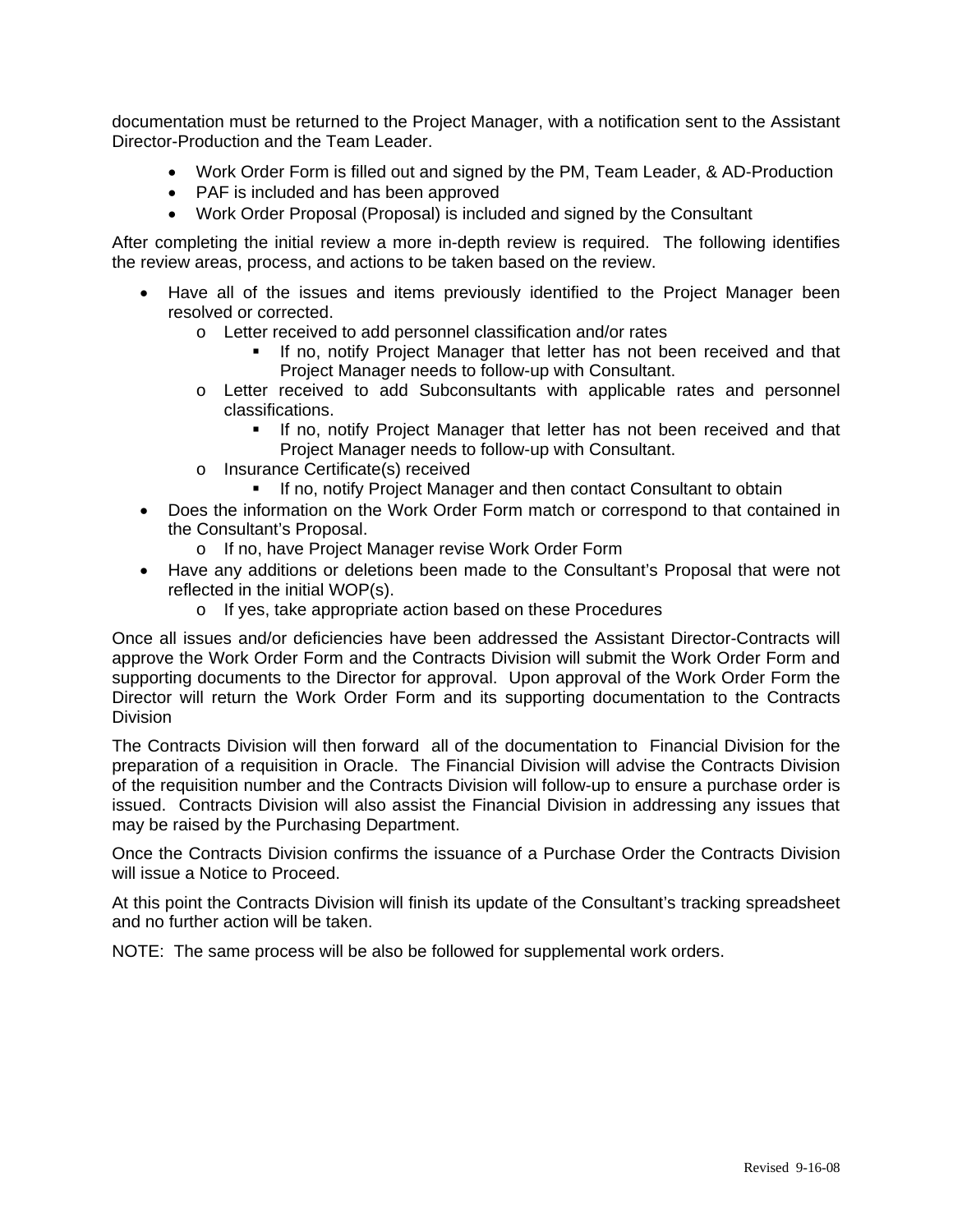documentation must be returned to the Project Manager, with a notification sent to the Assistant Director-Production and the Team Leader.

- Work Order Form is filled out and signed by the PM, Team Leader, & AD-Production
- PAF is included and has been approved
- Work Order Proposal (Proposal) is included and signed by the Consultant

After completing the initial review a more in-depth review is required. The following identifies the review areas, process, and actions to be taken based on the review.

- Have all of the issues and items previously identified to the Project Manager been resolved or corrected.
  - Letter received to add personnel classification and/or rates
    - If no, notify Project Manager that letter has not been received and that Project Manager needs to follow-up with Consultant.
  - Letter received to add Subconsultants with applicable rates and personnel classifications.
    - If no, notify Project Manager that letter has not been received and that Project Manager needs to follow-up with Consultant.
  - Insurance Certificate(s) received
    - If no, notify Project Manager and then contact Consultant to obtain
- Does the information on the Work Order Form match or correspond to that contained in the Consultant's Proposal.
  - If no, have Project Manager revise Work Order Form
- Have any additions or deletions been made to the Consultant's Proposal that were not reflected in the initial WOP(s).
  - If yes, take appropriate action based on these Procedures

Once all issues and/or deficiencies have been addressed the Assistant Director-Contracts will approve the Work Order Form and the Contracts Division will submit the Work Order Form and supporting documents to the Director for approval. Upon approval of the Work Order Form the Director will return the Work Order Form and its supporting documentation to the Contracts Division

The Contracts Division will then forward all of the documentation to Financial Division for the preparation of a requisition in Oracle. The Financial Division will advise the Contracts Division of the requisition number and the Contracts Division will follow-up to ensure a purchase order is issued. Contracts Division will also assist the Financial Division in addressing any issues that may be raised by the Purchasing Department.

Once the Contracts Division confirms the issuance of a Purchase Order the Contracts Division will issue a Notice to Proceed.

At this point the Contracts Division will finish its update of the Consultant's tracking spreadsheet and no further action will be taken.

NOTE: The same process will be also be followed for supplemental work orders.

Revised 9-16-08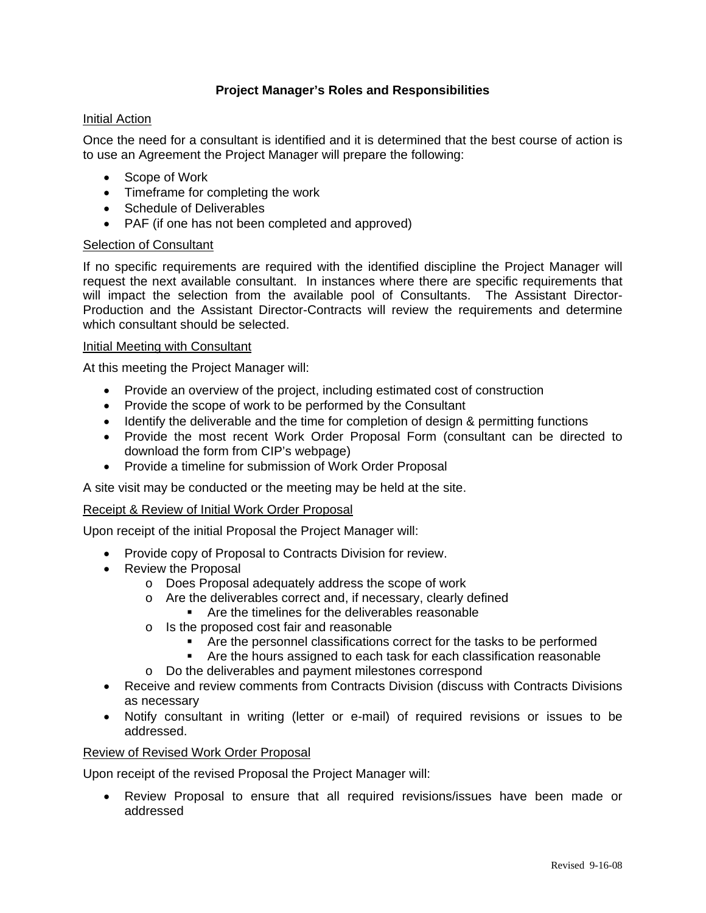## Project Manager's Roles and Responsibilities

Initial Action

Once the need for a consultant is identified and it is determined that the best course of action is to use an Agreement the Project Manager will prepare the following:

- Scope of Work
- Timeframe for completing the work
- Schedule of Deliverables
- PAF (if one has not been completed and approved)

Selection of Consultant

If no specific requirements are required with the identified discipline the Project Manager will request the next available consultant. In instances where there are specific requirements that will impact the selection from the available pool of Consultants. The Assistant Director-Production and the Assistant Director-Contracts will review the requirements and determine which consultant should be selected.

Initial Meeting with Consultant

At this meeting the Project Manager will:

- Provide an overview of the project, including estimated cost of construction
- Provide the scope of work to be performed by the Consultant
- Identify the deliverable and the time for completion of design & permitting functions
- Provide the most recent Work Order Proposal Form (consultant can be directed to download the form from CIP's webpage)
- Provide a timeline for submission of Work Order Proposal

A site visit may be conducted or the meeting may be held at the site.

Receipt & Review of Initial Work Order Proposal

Upon receipt of the initial Proposal the Project Manager will:

- Provide copy of Proposal to Contracts Division for review.
- Review the Proposal
  - Does Proposal adequately address the scope of work
  - Are the deliverables correct and, if necessary, clearly defined
    - Are the timelines for the deliverables reasonable
  - Is the proposed cost fair and reasonable
    - Are the personnel classifications correct for the tasks to be performed
    - Are the hours assigned to each task for each classification reasonable
  - Do the deliverables and payment milestones correspond
- Receive and review comments from Contracts Division (discuss with Contracts Divisions as necessary
- Notify consultant in writing (letter or e-mail) of required revisions or issues to be addressed.

Review of Revised Work Order Proposal

Upon receipt of the revised Proposal the Project Manager will:

- Review Proposal to ensure that all required revisions/issues have been made or addressed

Revised 9-16-08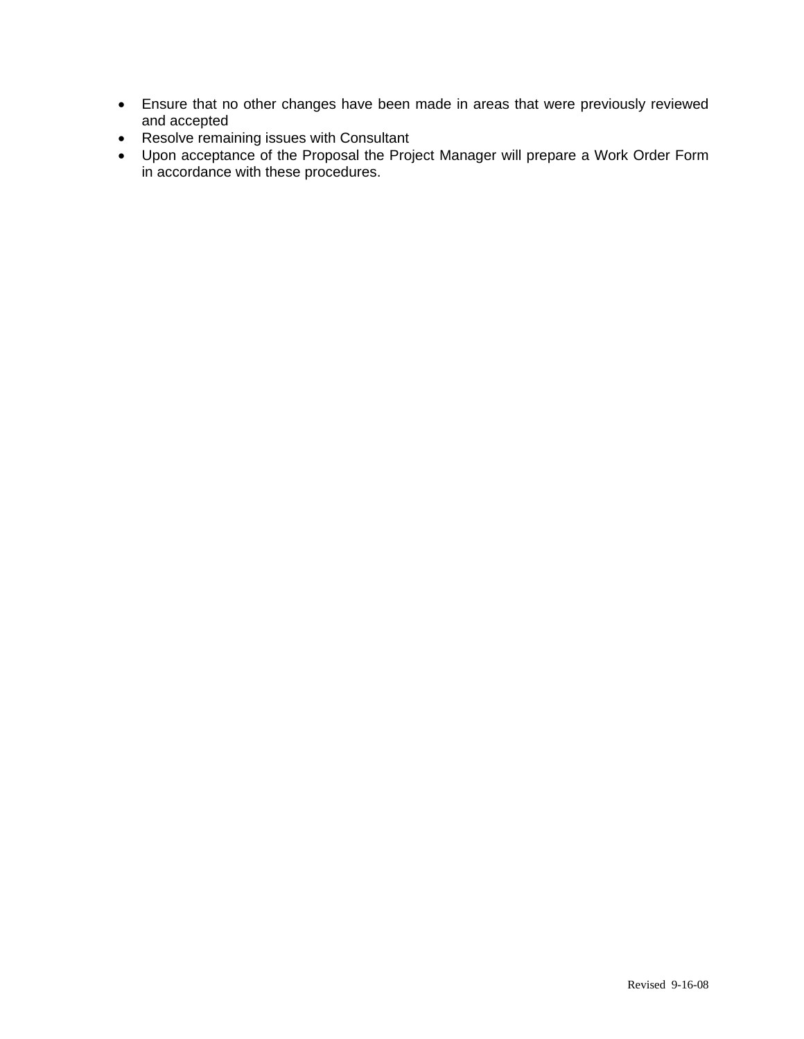- Ensure that no other changes have been made in areas that were previously reviewed and accepted
- Resolve remaining issues with Consultant
- Upon acceptance of the Proposal the Project Manager will prepare a Work Order Form in accordance with these procedures.